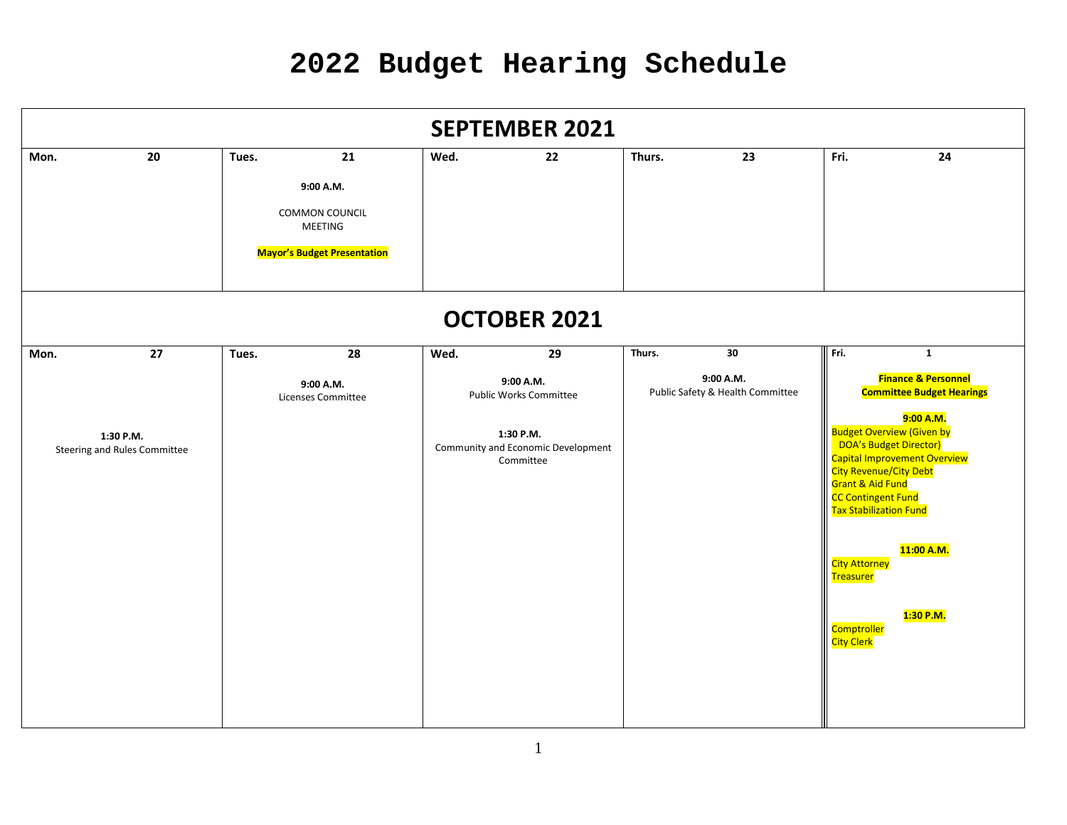# 2022 Budget Hearing Schedule

## SEPTEMBER 2021

| Mon. 20 | Tues. 21 | Wed. 22 | Thurs. 23 | Fri. 24 |
|---|---|---|---|---|
| | **9:00 A.M.**<br>COMMON COUNCIL MEETING<br>**Mayor's Budget Presentation** | | | |

## OCTOBER 2021

| Mon. 27 | Tues. 28 | Wed. 29 | Thurs. 30 | Fri. 1 |
|---|---|---|---|---|
| **1:30 P.M.**<br>Steering and Rules Committee | **9:00 A.M.**<br>Licenses Committee | **9:00 A.M.**<br>Public Works Committee<br><br>**1:30 P.M.**<br>Community and Economic Development Committee | **9:00 A.M.**<br>Public Safety & Health Committee | **Finance & Personnel Committee Budget Hearings**<br><br>**9:00 A.M.**<br>Budget Overview (Given by DOA's Budget Director)<br>Capital Improvement Overview<br>City Revenue/City Debt<br>Grant & Aid Fund<br>CC Contingent Fund<br>Tax Stabilization Fund<br><br>**11:00 A.M.**<br>City Attorney<br>Treasurer<br><br>**1:30 P.M.**<br>Comptroller<br>City Clerk |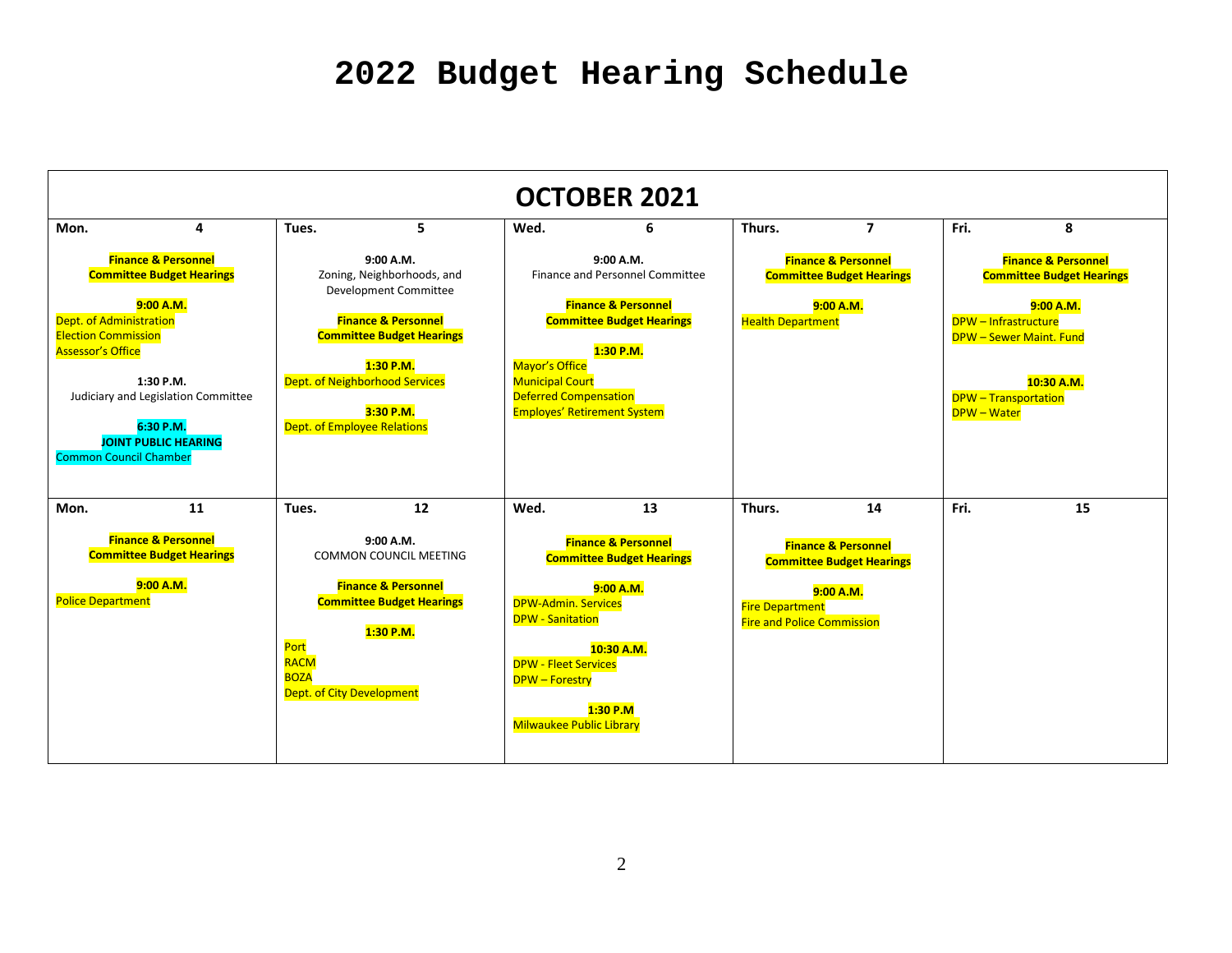# 2022 Budget Hearing Schedule

## OCTOBER 2021

| Mon. 4 | Tues. 5 | Wed. 6 | Thurs. 7 | Fri. 8 |
|---|---|---|---|---|
| **Finance & Personnel Committee Budget Hearings**<br><br>**9:00 A.M.**<br>Dept. of Administration<br>Election Commission<br>Assessor's Office<br><br>**1:30 P.M.**<br>Judiciary and Legislation Committee<br><br>**6:30 P.M.**<br>**JOINT PUBLIC HEARING**<br>Common Council Chamber | **9:00 A.M.**<br>Zoning, Neighborhoods, and Development Committee<br><br>**Finance & Personnel Committee Budget Hearings**<br><br>**1:30 P.M.**<br>Dept. of Neighborhood Services<br><br>**3:30 P.M.**<br>Dept. of Employee Relations | **9:00 A.M.**<br>Finance and Personnel Committee<br><br>**Finance & Personnel Committee Budget Hearings**<br><br>**1:30 P.M.**<br>Mayor's Office<br>Municipal Court<br>Deferred Compensation<br>Employes' Retirement System | **Finance & Personnel Committee Budget Hearings**<br><br>**9:00 A.M.**<br>Health Department | **Finance & Personnel Committee Budget Hearings**<br><br>**9:00 A.M.**<br>DPW – Infrastructure<br>DPW – Sewer Maint. Fund<br><br>**10:30 A.M.**<br>DPW – Transportation<br>DPW – Water |
| **Mon. 11** | **Tues. 12** | **Wed. 13** | **Thurs. 14** | **Fri. 15** |
| **Finance & Personnel Committee Budget Hearings**<br><br>**9:00 A.M.**<br>Police Department | **9:00 A.M.**<br>COMMON COUNCIL MEETING<br><br>**Finance & Personnel Committee Budget Hearings**<br><br>**1:30 P.M.**<br>Port<br>RACM<br>BOZA<br>Dept. of City Development | **Finance & Personnel Committee Budget Hearings**<br><br>**9:00 A.M.**<br>DPW-Admin. Services<br>DPW - Sanitation<br><br>**10:30 A.M.**<br>DPW - Fleet Services<br>DPW – Forestry<br><br>**1:30 P.M**<br>Milwaukee Public Library | **Finance & Personnel Committee Budget Hearings**<br><br>**9:00 A.M.**<br>Fire Department<br>Fire and Police Commission | |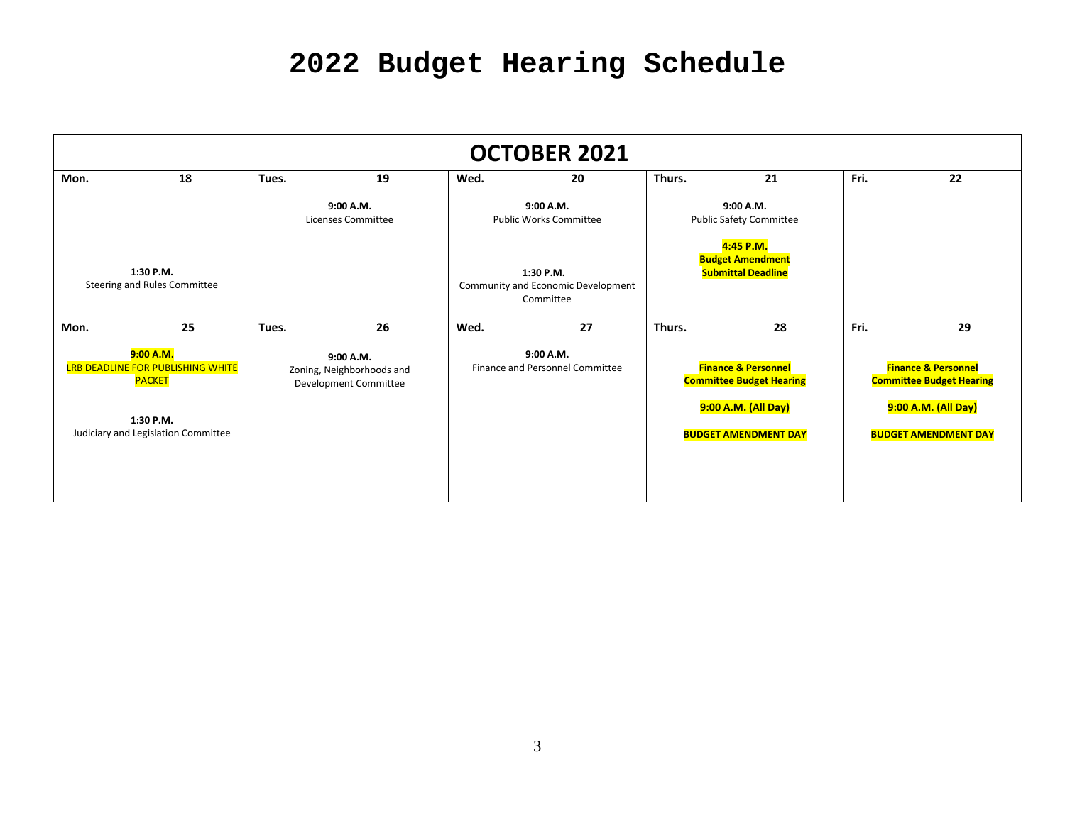# 2022 Budget Hearing Schedule

| OCTOBER 2021 | | | | |
|---|---|---|---|---|
| **Mon. 18** | **Tues. 19** | **Wed. 20** | **Thurs. 21** | **Fri. 22** |
| **1:30 P.M.**<br>Steering and Rules Committee | **9:00 A.M.**<br>Licenses Committee | **9:00 A.M.**<br>Public Works Committee<br><br>**1:30 P.M.**<br>Community and Economic Development Committee | **9:00 A.M.**<br>Public Safety Committee<br><br>**4:45 P.M.**<br>**Budget Amendment Submittal Deadline** | |
| **Mon. 25** | **Tues. 26** | **Wed. 27** | **Thurs. 28** | **Fri. 29** |
| **9:00 A.M.**<br>LRB DEADLINE FOR PUBLISHING WHITE PACKET<br><br>**1:30 P.M.**<br>Judiciary and Legislation Committee | **9:00 A.M.**<br>Zoning, Neighborhoods and Development Committee | **9:00 A.M.**<br>Finance and Personnel Committee | **Finance & Personnel Committee Budget Hearing**<br><br>**9:00 A.M. (All Day)**<br><br>**BUDGET AMENDMENT DAY** | **Finance & Personnel Committee Budget Hearing**<br><br>**9:00 A.M. (All Day)**<br><br>**BUDGET AMENDMENT DAY** |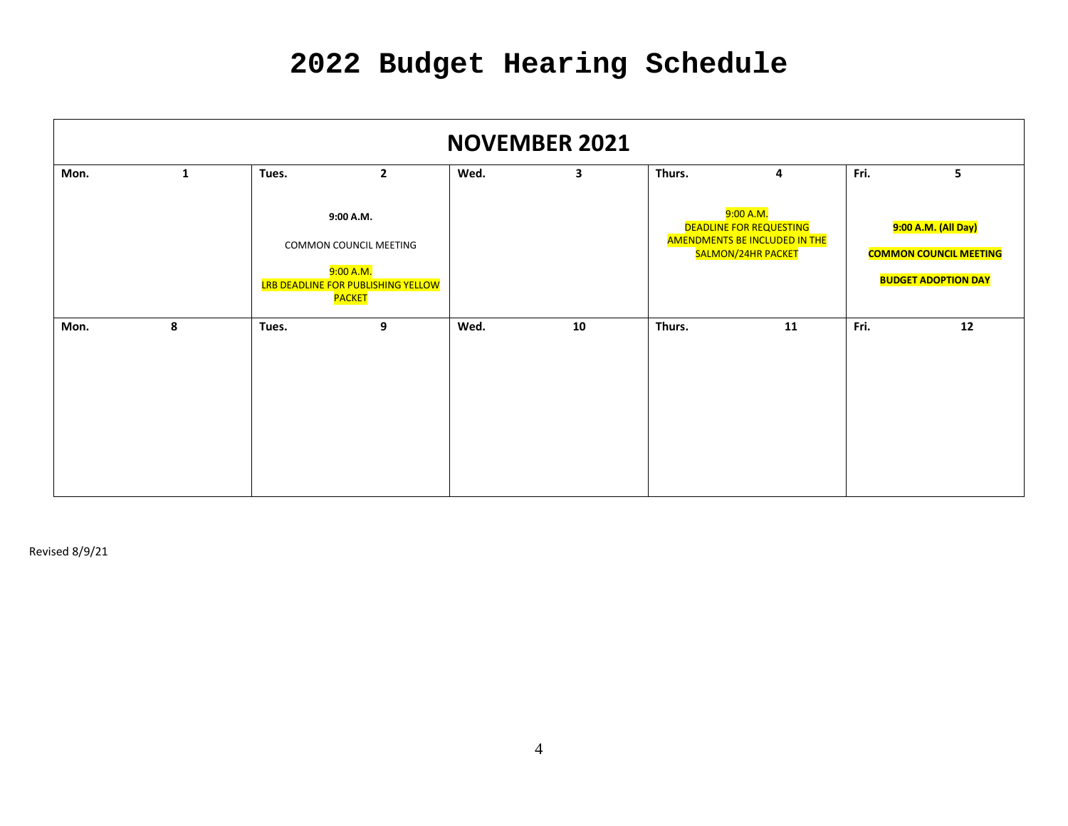# 2022 Budget Hearing Schedule

| NOVEMBER 2021 | | | | |
|---|---|---|---|---|
| **Mon. 1** | **Tues. 2** | **Wed. 3** | **Thurs. 4** | **Fri. 5** |
| | **9:00 A.M.** <br> COMMON COUNCIL MEETING <br> 9:00 A.M. <br> LRB DEADLINE FOR PUBLISHING YELLOW PACKET | | 9:00 A.M. <br> DEADLINE FOR REQUESTING AMENDMENTS BE INCLUDED IN THE SALMON/24HR PACKET | **9:00 A.M. (All Day)** <br> **COMMON COUNCIL MEETING** <br> **BUDGET ADOPTION DAY** |
| **Mon. 8** | **Tues. 9** | **Wed. 10** | **Thurs. 11** | **Fri. 12** |
| | | | | |

Revised 8/9/21